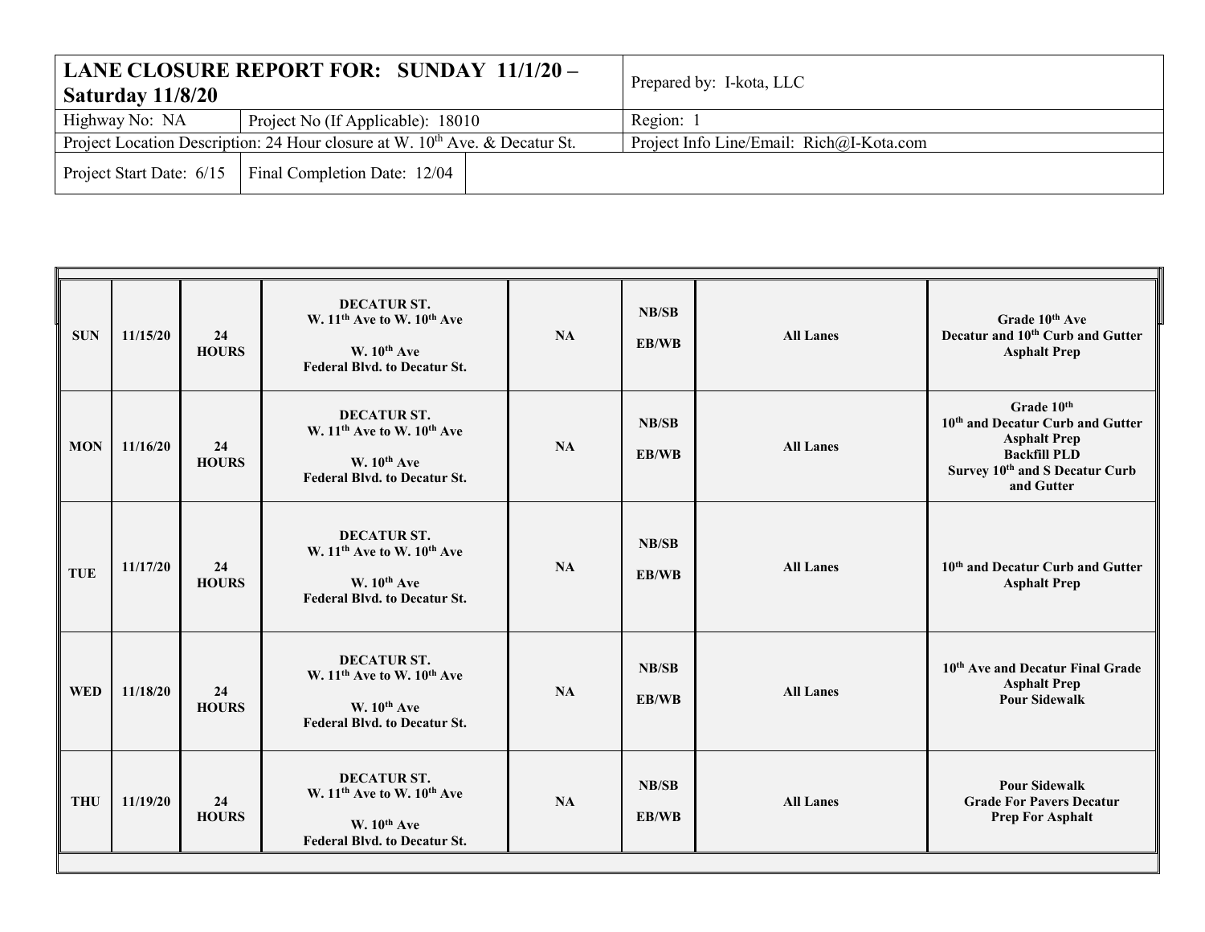| **LANE CLOSURE REPORT FOR: SUNDAY 11/1/20 – Saturday 11/8/20** | | Prepared by: I-kota, LLC |
|---|---|---|
| Highway No: NA | Project No (If Applicable): 18010 | Region: 1 |
| Project Location Description: 24 Hour closure at W. 10th Ave. & Decatur St. | | Project Info Line/Email: Rich@I-Kota.com |
| Project Start Date: 6/15 | Final Completion Date: 12/04 | |

| | | | | | | | |
|---|---|---|---|---|---|---|---|
| **SUN** | **11/15/20** | **24 HOURS** | **DECATUR ST. W. 11th Ave to W. 10th Ave<br><br>W. 10th Ave Federal Blvd. to Decatur St.** | **NA** | **NB/SB<br><br>EB/WB** | **All Lanes** | **Grade 10th Ave<br>Decatur and 10th Curb and Gutter<br>Asphalt Prep** |
| **MON** | **11/16/20** | **24 HOURS** | **DECATUR ST. W. 11th Ave to W. 10th Ave<br><br>W. 10th Ave Federal Blvd. to Decatur St.** | **NA** | **NB/SB<br><br>EB/WB** | **All Lanes** | **Grade 10th<br>10th and Decatur Curb and Gutter<br>Asphalt Prep<br>Backfill PLD<br>Survey 10th and S Decatur Curb and Gutter** |
| **TUE** | **11/17/20** | **24 HOURS** | **DECATUR ST. W. 11th Ave to W. 10th Ave<br><br>W. 10th Ave Federal Blvd. to Decatur St.** | **NA** | **NB/SB<br><br>EB/WB** | **All Lanes** | **10th and Decatur Curb and Gutter<br>Asphalt Prep** |
| **WED** | **11/18/20** | **24 HOURS** | **DECATUR ST. W. 11th Ave to W. 10th Ave<br><br>W. 10th Ave Federal Blvd. to Decatur St.** | **NA** | **NB/SB<br><br>EB/WB** | **All Lanes** | **10th Ave and Decatur Final Grade<br>Asphalt Prep<br>Pour Sidewalk** |
| **THU** | **11/19/20** | **24 HOURS** | **DECATUR ST. W. 11th Ave to W. 10th Ave<br><br>W. 10th Ave Federal Blvd. to Decatur St.** | **NA** | **NB/SB<br><br>EB/WB** | **All Lanes** | **Pour Sidewalk<br>Grade For Pavers Decatur<br>Prep For Asphalt** |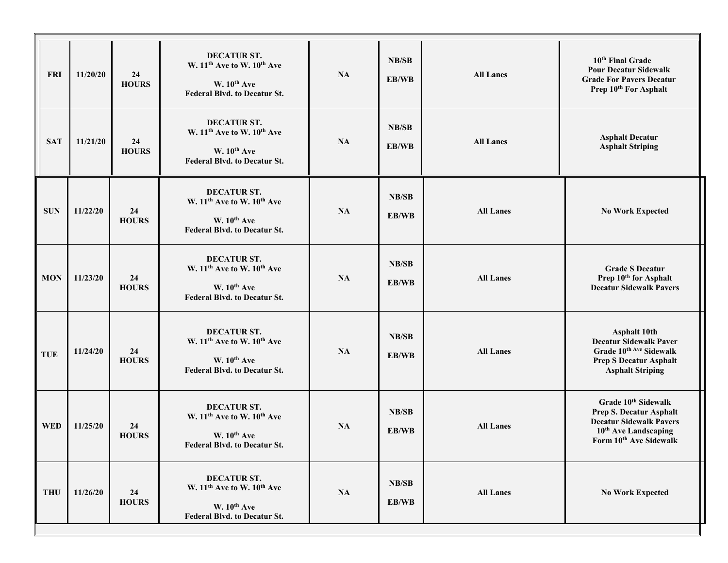| | | | | | | | |
|---|---|---|---|---|---|---|---|
| FRI | 11/20/20 | 24 HOURS | DECATUR ST.<br>W. 11th Ave to W. 10th Ave<br><br>W. 10th Ave<br>Federal Blvd. to Decatur St. | NA | NB/SB<br><br>EB/WB | All Lanes | 10th Final Grade<br>Pour Decatur Sidewalk<br>Grade For Pavers Decatur<br>Prep 10th For Asphalt |
| SAT | 11/21/20 | 24 HOURS | DECATUR ST.<br>W. 11th Ave to W. 10th Ave<br><br>W. 10th Ave<br>Federal Blvd. to Decatur St. | NA | NB/SB<br><br>EB/WB | All Lanes | Asphalt Decatur<br>Asphalt Striping |
| SUN | 11/22/20 | 24 HOURS | DECATUR ST.<br>W. 11th Ave to W. 10th Ave<br><br>W. 10th Ave<br>Federal Blvd. to Decatur St. | NA | NB/SB<br><br>EB/WB | All Lanes | No Work Expected |
| MON | 11/23/20 | 24 HOURS | DECATUR ST.<br>W. 11th Ave to W. 10th Ave<br><br>W. 10th Ave<br>Federal Blvd. to Decatur St. | NA | NB/SB<br><br>EB/WB | All Lanes | Grade S Decatur<br>Prep 10th for Asphalt<br>Decatur Sidewalk Pavers |
| TUE | 11/24/20 | 24 HOURS | DECATUR ST.<br>W. 11th Ave to W. 10th Ave<br><br>W. 10th Ave<br>Federal Blvd. to Decatur St. | NA | NB/SB<br><br>EB/WB | All Lanes | Asphalt 10th<br>Decatur Sidewalk Paver<br>Grade 10th Ave Sidewalk<br>Prep S Decatur Asphalt<br>Asphalt Striping |
| WED | 11/25/20 | 24 HOURS | DECATUR ST.<br>W. 11th Ave to W. 10th Ave<br><br>W. 10th Ave<br>Federal Blvd. to Decatur St. | NA | NB/SB<br><br>EB/WB | All Lanes | Grade 10th Sidewalk<br>Prep S. Decatur Asphalt<br>Decatur Sidewalk Pavers<br>10th Ave Landscaping<br>Form 10th Ave Sidewalk |
| THU | 11/26/20 | 24 HOURS | DECATUR ST.<br>W. 11th Ave to W. 10th Ave<br><br>W. 10th Ave<br>Federal Blvd. to Decatur St. | NA | NB/SB<br><br>EB/WB | All Lanes | No Work Expected |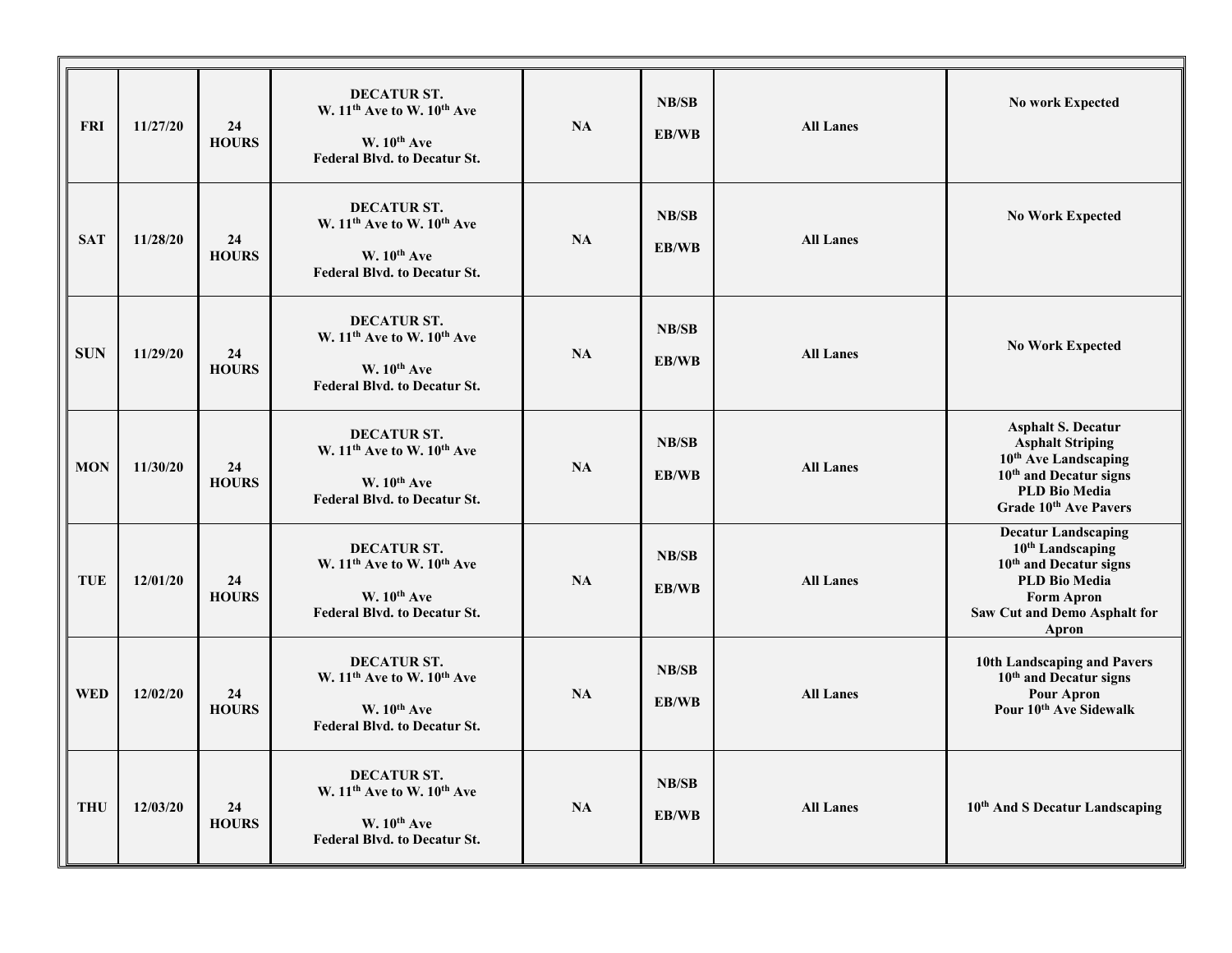| | | | | | | | |
|---|---|---|---|---|---|---|---|
| **FRI** | **11/27/20** | **24 HOURS** | **DECATUR ST.**<br>**W. 11th Ave to W. 10th Ave**<br><br>**W. 10th Ave**<br>**Federal Blvd. to Decatur St.** | **NA** | **NB/SB**<br><br>**EB/WB** | **All Lanes** | **No work Expected** |
| **SAT** | **11/28/20** | **24 HOURS** | **DECATUR ST.**<br>**W. 11th Ave to W. 10th Ave**<br><br>**W. 10th Ave**<br>**Federal Blvd. to Decatur St.** | **NA** | **NB/SB**<br><br>**EB/WB** | **All Lanes** | **No Work Expected** |
| **SUN** | **11/29/20** | **24 HOURS** | **DECATUR ST.**<br>**W. 11th Ave to W. 10th Ave**<br><br>**W. 10th Ave**<br>**Federal Blvd. to Decatur St.** | **NA** | **NB/SB**<br><br>**EB/WB** | **All Lanes** | **No Work Expected** |
| **MON** | **11/30/20** | **24 HOURS** | **DECATUR ST.**<br>**W. 11th Ave to W. 10th Ave**<br><br>**W. 10th Ave**<br>**Federal Blvd. to Decatur St.** | **NA** | **NB/SB**<br><br>**EB/WB** | **All Lanes** | **Asphalt S. Decatur**<br>**Asphalt Striping**<br>**10th Ave Landscaping**<br>**10th and Decatur signs**<br>**PLD Bio Media**<br>**Grade 10th Ave Pavers** |
| **TUE** | **12/01/20** | **24 HOURS** | **DECATUR ST.**<br>**W. 11th Ave to W. 10th Ave**<br><br>**W. 10th Ave**<br>**Federal Blvd. to Decatur St.** | **NA** | **NB/SB**<br><br>**EB/WB** | **All Lanes** | **Decatur Landscaping**<br>**10th Landscaping**<br>**10th and Decatur signs**<br>**PLD Bio Media**<br>**Form Apron**<br>**Saw Cut and Demo Asphalt for Apron** |
| **WED** | **12/02/20** | **24 HOURS** | **DECATUR ST.**<br>**W. 11th Ave to W. 10th Ave**<br><br>**W. 10th Ave**<br>**Federal Blvd. to Decatur St.** | **NA** | **NB/SB**<br><br>**EB/WB** | **All Lanes** | **10th Landscaping and Pavers**<br>**10th and Decatur signs**<br>**Pour Apron**<br>**Pour 10th Ave Sidewalk** |
| **THU** | **12/03/20** | **24 HOURS** | **DECATUR ST.**<br>**W. 11th Ave to W. 10th Ave**<br><br>**W. 10th Ave**<br>**Federal Blvd. to Decatur St.** | **NA** | **NB/SB**<br><br>**EB/WB** | **All Lanes** | **10th And S Decatur Landscaping** |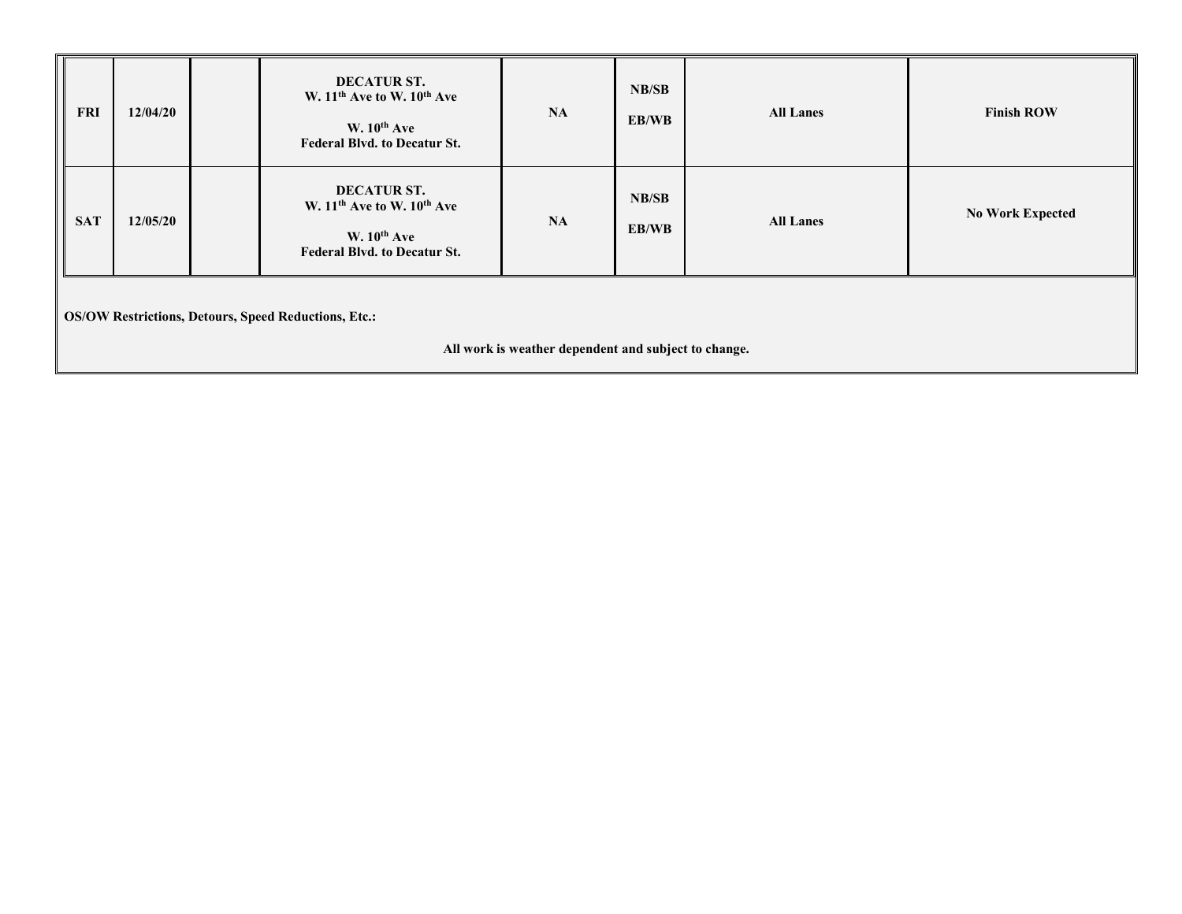| | | | | | | | |
|---|---|---|---|---|---|---|---|
| **FRI** | **12/04/20** | | **DECATUR ST.**<br>**W. 11th Ave to W. 10th Ave**<br><br>**W. 10th Ave**<br>**Federal Blvd. to Decatur St.** | **NA** | **NB/SB**<br><br>**EB/WB** | **All Lanes** | **Finish ROW** |
| **SAT** | **12/05/20** | | **DECATUR ST.**<br>**W. 11th Ave to W. 10th Ave**<br><br>**W. 10th Ave**<br>**Federal Blvd. to Decatur St.** | **NA** | **NB/SB**<br><br>**EB/WB** | **All Lanes** | **No Work Expected** |

**OS/OW Restrictions, Detours, Speed Reductions, Etc.:**

**All work is weather dependent and subject to change.**